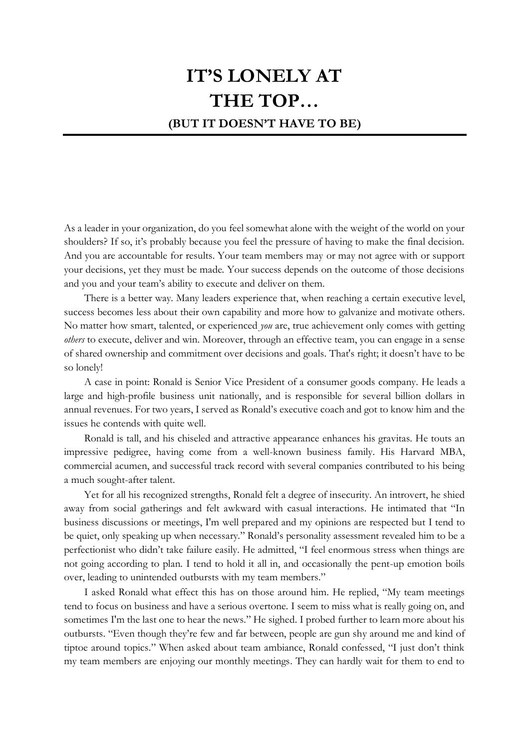# IT'S LONELY AT THE TOP…

## (BUT IT DOESN'T HAVE TO BE)

As a leader in your organization, do you feel somewhat alone with the weight of the world on your shoulders? If so, it's probably because you feel the pressure of having to make the final decision. And you are accountable for results. Your team members may or may not agree with or support your decisions, yet they must be made. Your success depends on the outcome of those decisions and you and your team's ability to execute and deliver on them.

There is a better way. Many leaders experience that, when reaching a certain executive level, success becomes less about their own capability and more how to galvanize and motivate others. No matter how smart, talented, or experienced *you* are, true achievement only comes with getting *others* to execute, deliver and win. Moreover, through an effective team, you can engage in a sense of shared ownership and commitment over decisions and goals. That's right; it doesn't have to be so lonely!

A case in point: Ronald is Senior Vice President of a consumer goods company. He leads a large and high-profile business unit nationally, and is responsible for several billion dollars in annual revenues. For two years, I served as Ronald's executive coach and got to know him and the issues he contends with quite well.

Ronald is tall, and his chiseled and attractive appearance enhances his gravitas. He touts an impressive pedigree, having come from a well-known business family. His Harvard MBA, commercial acumen, and successful track record with several companies contributed to his being a much sought-after talent.

Yet for all his recognized strengths, Ronald felt a degree of insecurity. An introvert, he shied away from social gatherings and felt awkward with casual interactions. He intimated that "In business discussions or meetings, I'm well prepared and my opinions are respected but I tend to be quiet, only speaking up when necessary." Ronald's personality assessment revealed him to be a perfectionist who didn't take failure easily. He admitted, "I feel enormous stress when things are not going according to plan. I tend to hold it all in, and occasionally the pent-up emotion boils over, leading to unintended outbursts with my team members."

I asked Ronald what effect this has on those around him. He replied, "My team meetings tend to focus on business and have a serious overtone. I seem to miss what is really going on, and sometimes I'm the last one to hear the news." He sighed. I probed further to learn more about his outbursts. "Even though they're few and far between, people are gun shy around me and kind of tiptoe around topics." When asked about team ambiance, Ronald confessed, "I just don't think my team members are enjoying our monthly meetings. They can hardly wait for them to end to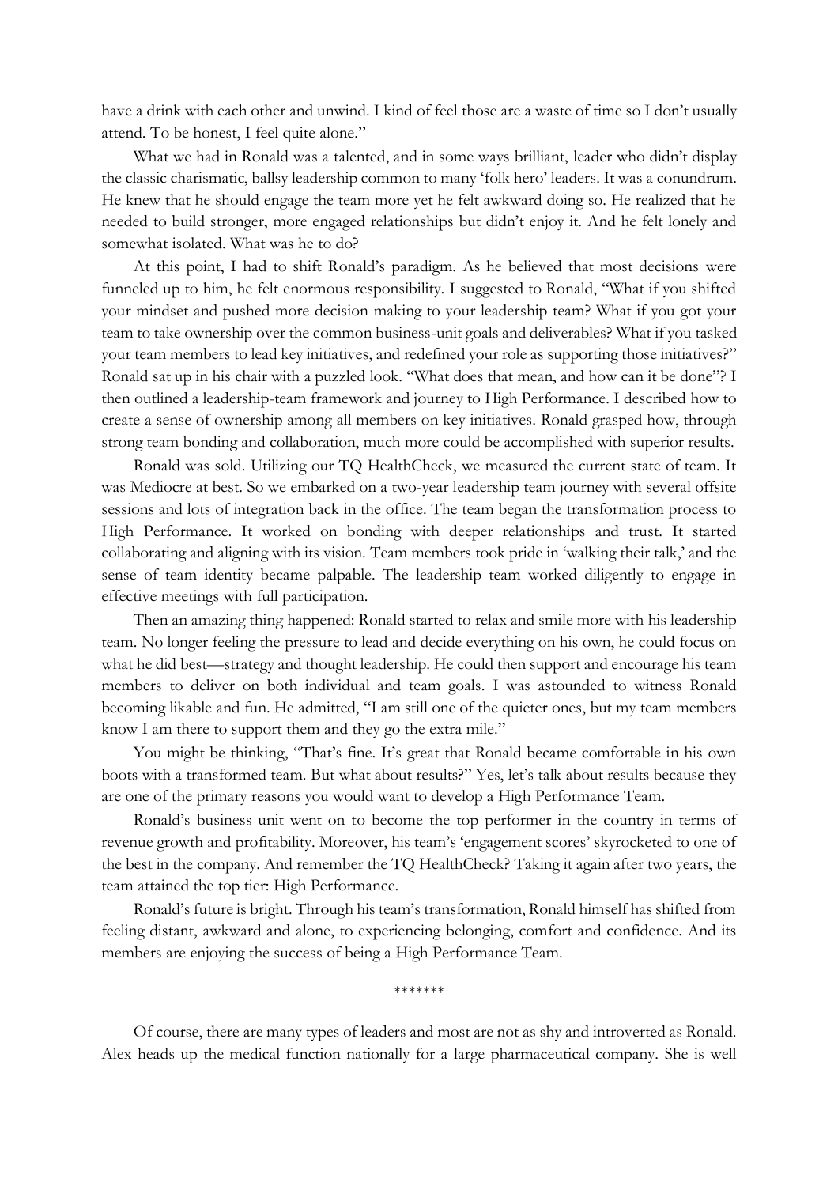have a drink with each other and unwind. I kind of feel those are a waste of time so I don't usually attend. To be honest, I feel quite alone."

What we had in Ronald was a talented, and in some ways brilliant, leader who didn't display the classic charismatic, ballsy leadership common to many 'folk hero' leaders. It was a conundrum. He knew that he should engage the team more yet he felt awkward doing so. He realized that he needed to build stronger, more engaged relationships but didn't enjoy it. And he felt lonely and somewhat isolated. What was he to do?

At this point, I had to shift Ronald's paradigm. As he believed that most decisions were funneled up to him, he felt enormous responsibility. I suggested to Ronald, "What if you shifted your mindset and pushed more decision making to your leadership team? What if you got your team to take ownership over the common business-unit goals and deliverables? What if you tasked your team members to lead key initiatives, and redefined your role as supporting those initiatives?" Ronald sat up in his chair with a puzzled look. "What does that mean, and how can it be done"? I then outlined a leadership-team framework and journey to High Performance. I described how to create a sense of ownership among all members on key initiatives. Ronald grasped how, through strong team bonding and collaboration, much more could be accomplished with superior results.

Ronald was sold. Utilizing our TQ HealthCheck, we measured the current state of team. It was Mediocre at best. So we embarked on a two-year leadership team journey with several offsite sessions and lots of integration back in the office. The team began the transformation process to High Performance. It worked on bonding with deeper relationships and trust. It started collaborating and aligning with its vision. Team members took pride in 'walking their talk,' and the sense of team identity became palpable. The leadership team worked diligently to engage in effective meetings with full participation.

Then an amazing thing happened: Ronald started to relax and smile more with his leadership team. No longer feeling the pressure to lead and decide everything on his own, he could focus on what he did best—strategy and thought leadership. He could then support and encourage his team members to deliver on both individual and team goals. I was astounded to witness Ronald becoming likable and fun. He admitted, "I am still one of the quieter ones, but my team members know I am there to support them and they go the extra mile."

You might be thinking, "That's fine. It's great that Ronald became comfortable in his own boots with a transformed team. But what about results?" Yes, let's talk about results because they are one of the primary reasons you would want to develop a High Performance Team.

Ronald's business unit went on to become the top performer in the country in terms of revenue growth and profitability. Moreover, his team's 'engagement scores' skyrocketed to one of the best in the company. And remember the TQ HealthCheck? Taking it again after two years, the team attained the top tier: High Performance.

Ronald's future is bright. Through his team's transformation, Ronald himself has shifted from feeling distant, awkward and alone, to experiencing belonging, comfort and confidence. And its members are enjoying the success of being a High Performance Team.

*******

Of course, there are many types of leaders and most are not as shy and introverted as Ronald. Alex heads up the medical function nationally for a large pharmaceutical company. She is well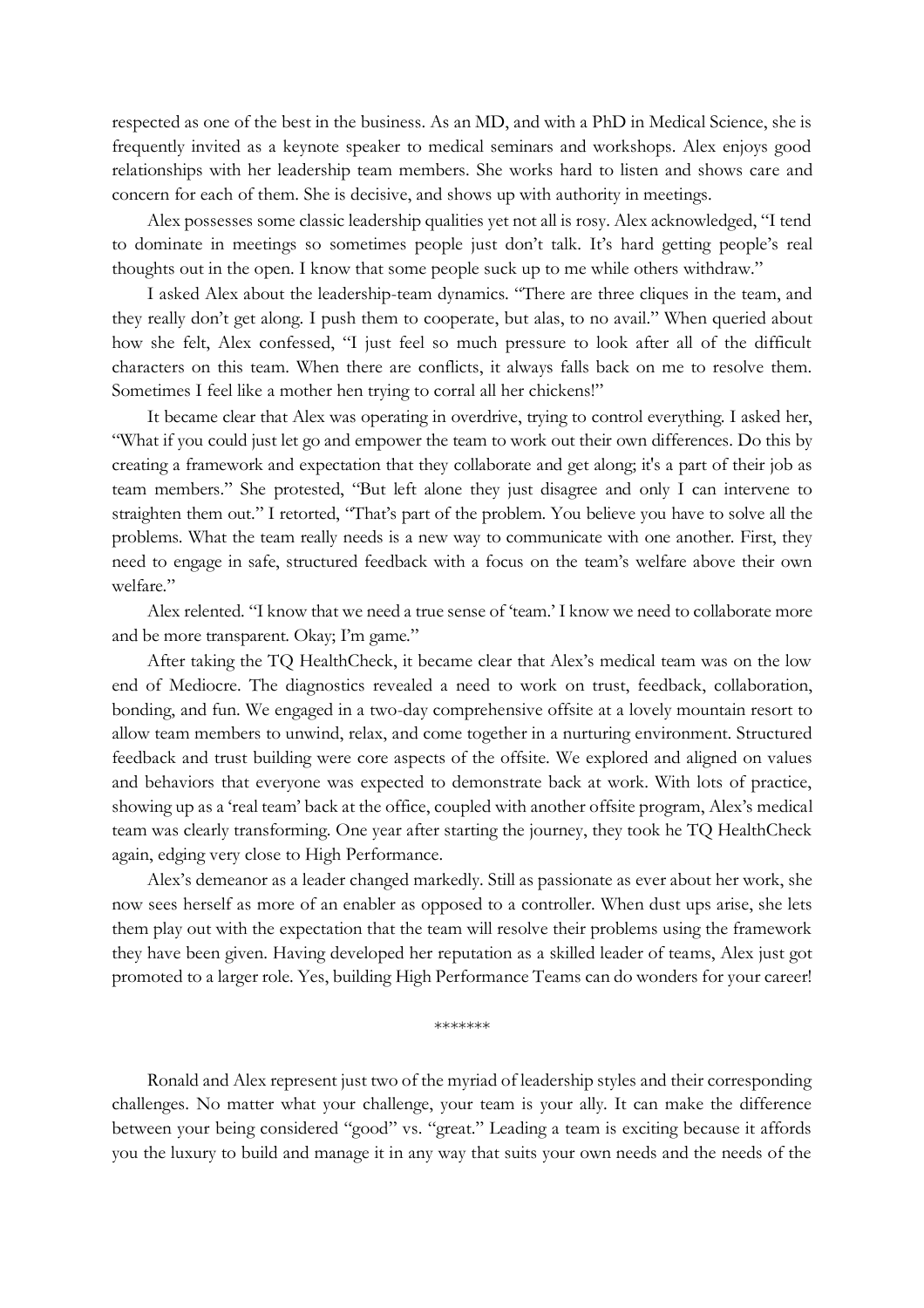respected as one of the best in the business. As an MD, and with a PhD in Medical Science, she is frequently invited as a keynote speaker to medical seminars and workshops. Alex enjoys good relationships with her leadership team members. She works hard to listen and shows care and concern for each of them. She is decisive, and shows up with authority in meetings.

Alex possesses some classic leadership qualities yet not all is rosy. Alex acknowledged, "I tend to dominate in meetings so sometimes people just don't talk. It's hard getting people's real thoughts out in the open. I know that some people suck up to me while others withdraw."

I asked Alex about the leadership-team dynamics. "There are three cliques in the team, and they really don't get along. I push them to cooperate, but alas, to no avail." When queried about how she felt, Alex confessed, "I just feel so much pressure to look after all of the difficult characters on this team. When there are conflicts, it always falls back on me to resolve them. Sometimes I feel like a mother hen trying to corral all her chickens!"

It became clear that Alex was operating in overdrive, trying to control everything. I asked her, "What if you could just let go and empower the team to work out their own differences. Do this by creating a framework and expectation that they collaborate and get along; it's a part of their job as team members." She protested, "But left alone they just disagree and only I can intervene to straighten them out." I retorted, "That's part of the problem. You believe you have to solve all the problems. What the team really needs is a new way to communicate with one another. First, they need to engage in safe, structured feedback with a focus on the team's welfare above their own welfare."

Alex relented. "I know that we need a true sense of 'team.' I know we need to collaborate more and be more transparent. Okay; I'm game."

After taking the TQ HealthCheck, it became clear that Alex's medical team was on the low end of Mediocre. The diagnostics revealed a need to work on trust, feedback, collaboration, bonding, and fun. We engaged in a two-day comprehensive offsite at a lovely mountain resort to allow team members to unwind, relax, and come together in a nurturing environment. Structured feedback and trust building were core aspects of the offsite. We explored and aligned on values and behaviors that everyone was expected to demonstrate back at work. With lots of practice, showing up as a 'real team' back at the office, coupled with another offsite program, Alex's medical team was clearly transforming. One year after starting the journey, they took he TQ HealthCheck again, edging very close to High Performance.

Alex's demeanor as a leader changed markedly. Still as passionate as ever about her work, she now sees herself as more of an enabler as opposed to a controller. When dust ups arise, she lets them play out with the expectation that the team will resolve their problems using the framework they have been given. Having developed her reputation as a skilled leader of teams, Alex just got promoted to a larger role. Yes, building High Performance Teams can do wonders for your career!

\*\*\*\*\*\*\*

Ronald and Alex represent just two of the myriad of leadership styles and their corresponding challenges. No matter what your challenge, your team is your ally. It can make the difference between your being considered "good" vs. "great." Leading a team is exciting because it affords you the luxury to build and manage it in any way that suits your own needs and the needs of the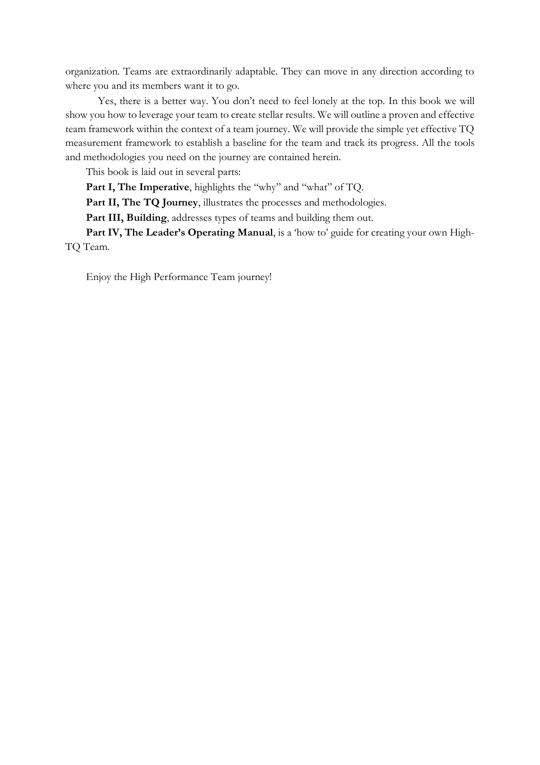organization. Teams are extraordinarily adaptable. They can move in any direction according to where you and its members want it to go.

Yes, there is a better way. You don't need to feel lonely at the top. In this book we will show you how to leverage your team to create stellar results. We will outline a proven and effective team framework within the context of a team journey. We will provide the simple yet effective TQ measurement framework to establish a baseline for the team and track its progress. All the tools and methodologies you need on the journey are contained herein.

This book is laid out in several parts:

**Part I, The Imperative**, highlights the "why" and "what" of TQ.

**Part II, The TQ Journey**, illustrates the processes and methodologies.

**Part III, Building**, addresses types of teams and building them out.

**Part IV, The Leader's Operating Manual**, is a 'how to' guide for creating your own High-TQ Team.

Enjoy the High Performance Team journey!